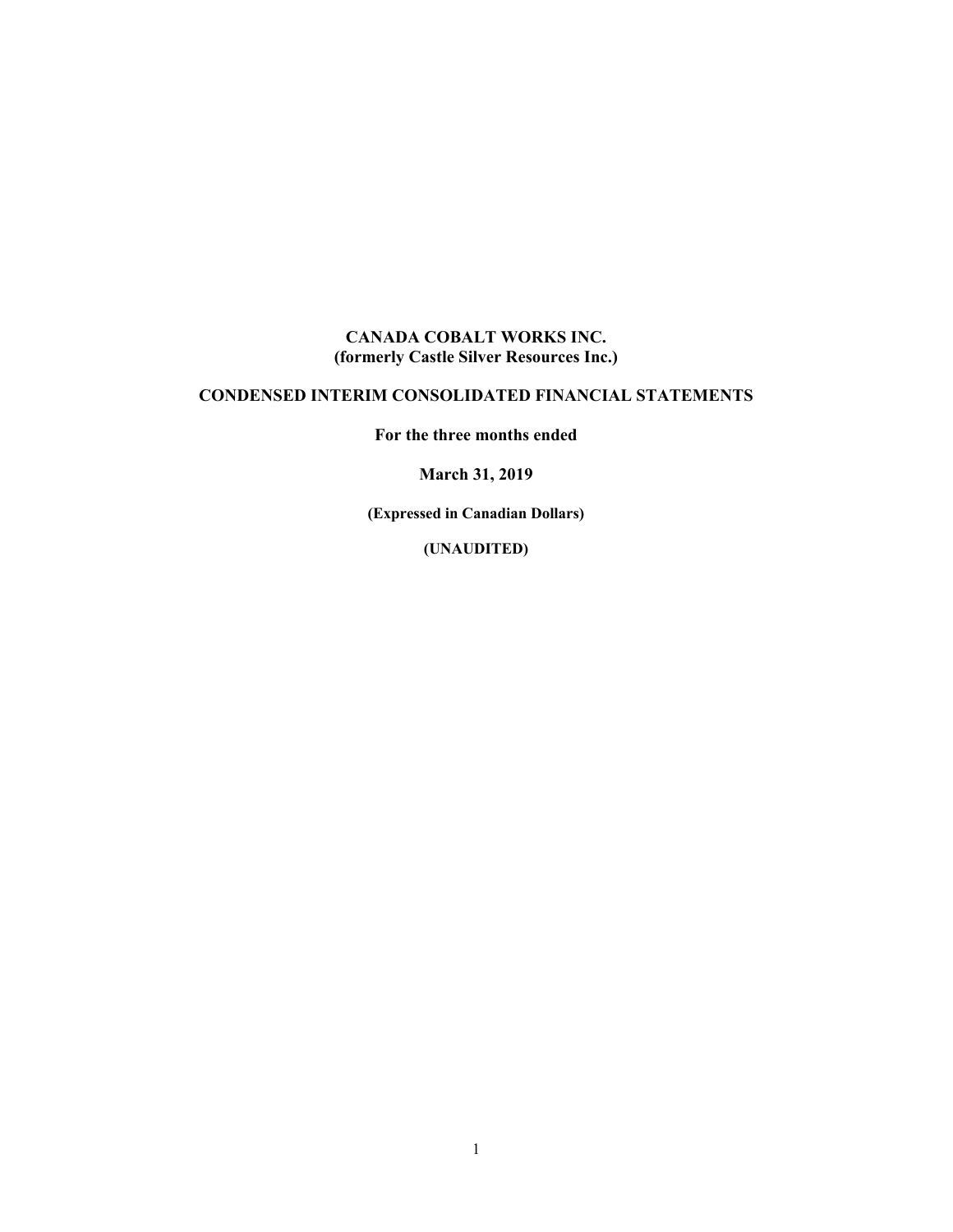# CANADA COBALT WORKS INC.
## (formerly Castle Silver Resources Inc.)

## CONDENSED INTERIM CONSOLIDATED FINANCIAL STATEMENTS

**For the three months ended**

**March 31, 2019**

**(Expressed in Canadian Dollars)**

**(UNAUDITED)**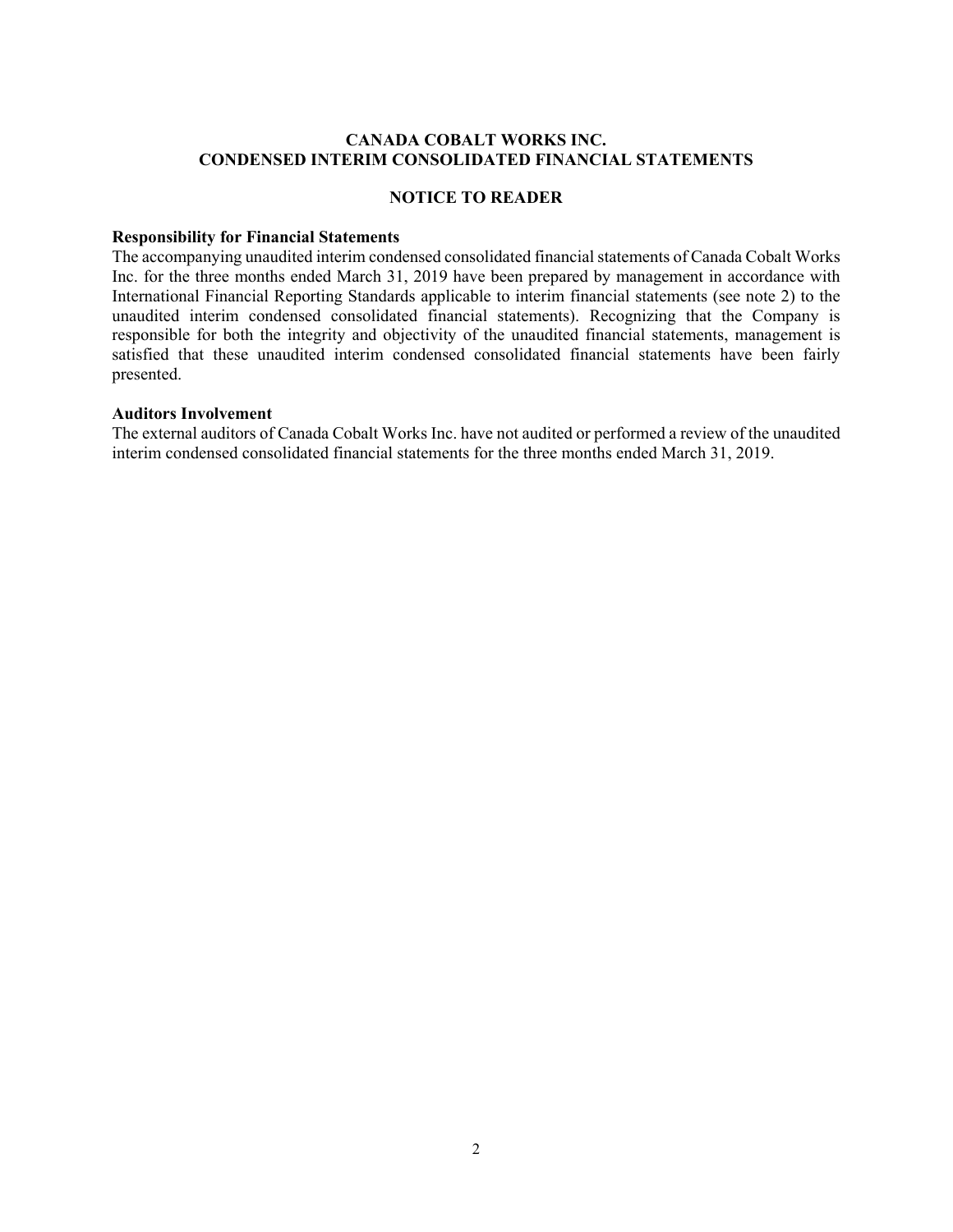# CANADA COBALT WORKS INC.
# CONDENSED INTERIM CONSOLIDATED FINANCIAL STATEMENTS

## NOTICE TO READER

**Responsibility for Financial Statements**

The accompanying unaudited interim condensed consolidated financial statements of Canada Cobalt Works Inc. for the three months ended March 31, 2019 have been prepared by management in accordance with International Financial Reporting Standards applicable to interim financial statements (see note 2) to the unaudited interim condensed consolidated financial statements). Recognizing that the Company is responsible for both the integrity and objectivity of the unaudited financial statements, management is satisfied that these unaudited interim condensed consolidated financial statements have been fairly presented.

**Auditors Involvement**

The external auditors of Canada Cobalt Works Inc. have not audited or performed a review of the unaudited interim condensed consolidated financial statements for the three months ended March 31, 2019.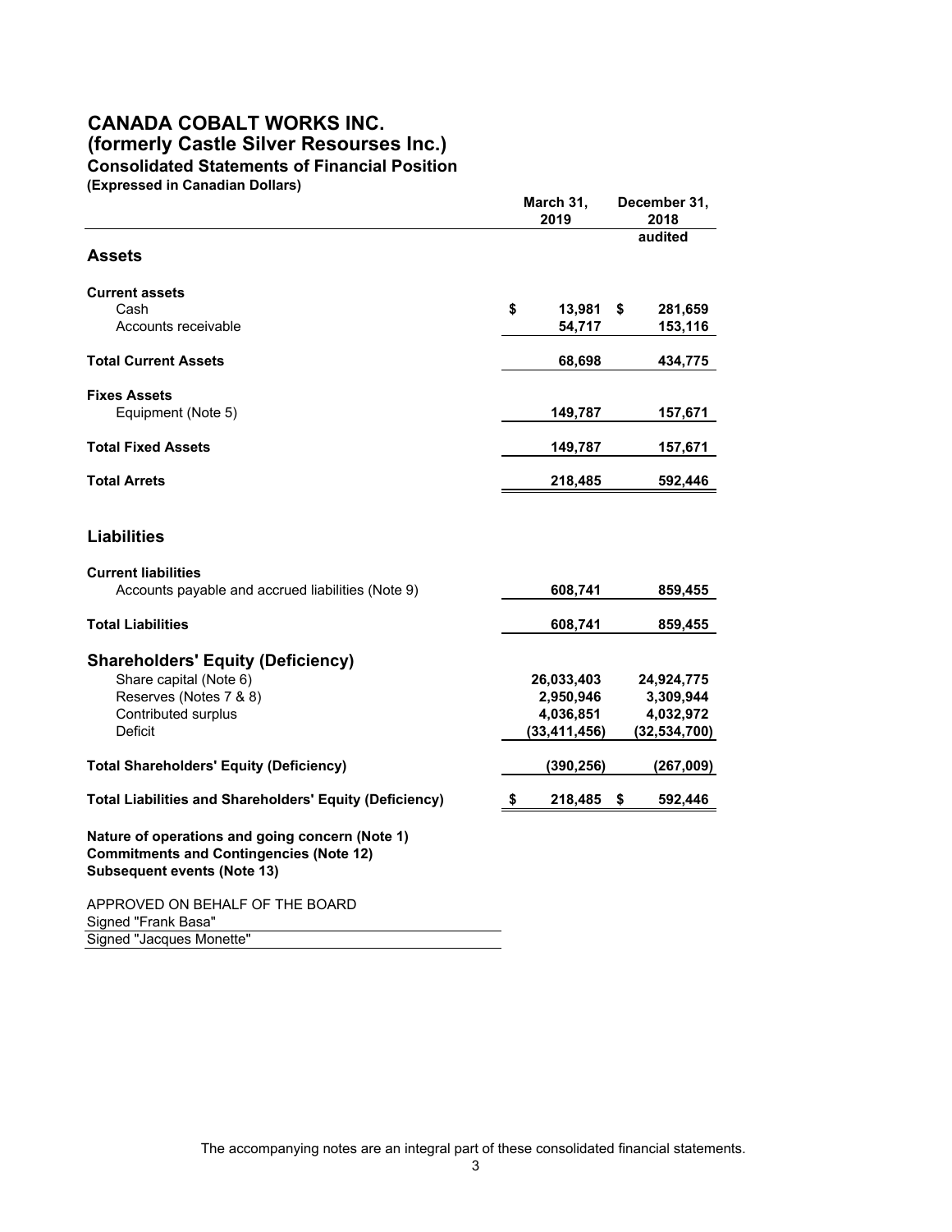# CANADA COBALT WORKS INC.
## (formerly Castle Silver Resourses Inc.)
### Consolidated Statements of Financial Position
**(Expressed in Canadian Dollars)**

| | March 31, 2019 | December 31, 2018 audited |
|---|---|---|
| **Assets** | | |
| **Current assets** | | |
| Cash | $ 13,981 | $ 281,659 |
| Accounts receivable | 54,717 | 153,116 |
| **Total Current Assets** | **68,698** | **434,775** |
| **Fixes Assets** | | |
| Equipment (Note 5) | **149,787** | **157,671** |
| **Total Fixed Assets** | **149,787** | **157,671** |
| **Total Arrets** | **218,485** | **592,446** |
| **Liabilities** | | |
| **Current liabilities** | | |
| Accounts payable and accrued liabilities (Note 9) | **608,741** | **859,455** |
| **Total Liabilities** | **608,741** | **859,455** |
| **Shareholders' Equity (Deficiency)** | | |
| Share capital (Note 6) | **26,033,403** | **24,924,775** |
| Reserves (Notes 7 & 8) | **2,950,946** | **3,309,944** |
| Contributed surplus | **4,036,851** | **4,032,972** |
| Deficit | **(33,411,456)** | **(32,534,700)** |
| **Total Shareholders' Equity (Deficiency)** | **(390,256)** | **(267,009)** |
| **Total Liabilities and Shareholders' Equity (Deficiency)** | **$ 218,485** | **$ 592,446** |

**Nature of operations and going concern (Note 1)**
**Commitments and Contingencies (Note 12)**
**Subsequent events (Note 13)**

APPROVED ON BEHALF OF THE BOARD
Signed "Frank Basa"
Signed "Jacques Monette"

The accompanying notes are an integral part of these consolidated financial statements.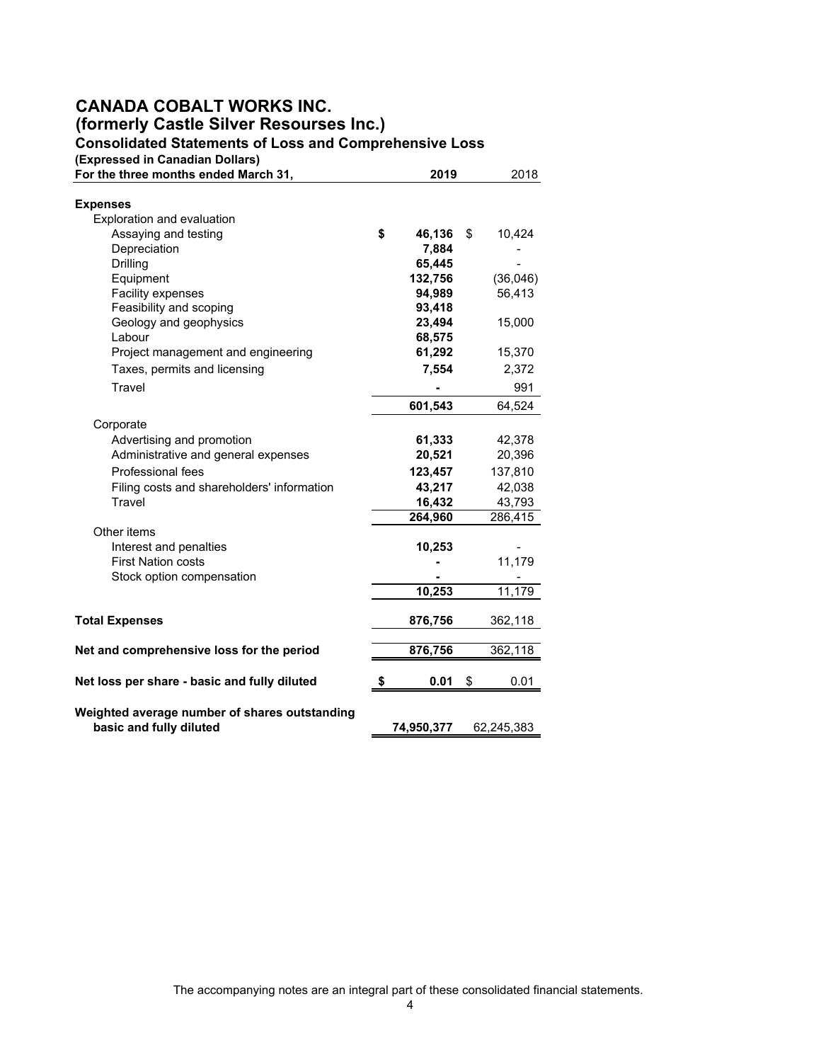# CANADA COBALT WORKS INC.
## (formerly Castle Silver Resourses Inc.)
### Consolidated Statements of Loss and Comprehensive Loss

**(Expressed in Canadian Dollars)**

| For the three months ended March 31, | 2019 | 2018 |
|---|---|---|
| **Expenses** | | |
| Exploration and evaluation | | |
| Assaying and testing | **$ 46,136** | $ 10,424 |
| Depreciation | **7,884** | - |
| Drilling | **65,445** | - |
| Equipment | **132,756** | (36,046) |
| Facility expenses | **94,989** | 56,413 |
| Feasibility and scoping | **93,418** | |
| Geology and geophysics | **23,494** | 15,000 |
| Labour | **68,575** | |
| Project management and engineering | **61,292** | 15,370 |
| Taxes, permits and licensing | **7,554** | 2,372 |
| Travel | **-** | 991 |
| | **601,543** | 64,524 |
| Corporate | | |
| Advertising and promotion | **61,333** | 42,378 |
| Administrative and general expenses | **20,521** | 20,396 |
| Professional fees | **123,457** | 137,810 |
| Filing costs and shareholders' information | **43,217** | 42,038 |
| Travel | **16,432** | 43,793 |
| | **264,960** | 286,415 |
| Other items | | |
| Interest and penalties | **10,253** | - |
| First Nation costs | **-** | 11,179 |
| Stock option compensation | **-** | - |
| | **10,253** | 11,179 |
| **Total Expenses** | **876,756** | 362,118 |
| **Net and comprehensive loss for the period** | **876,756** | 362,118 |
| **Net loss per share - basic and fully diluted** | **$ 0.01** | $ 0.01 |
| **Weighted average number of shares outstanding basic and fully diluted** | **74,950,377** | 62,245,383 |

The accompanying notes are an integral part of these consolidated financial statements.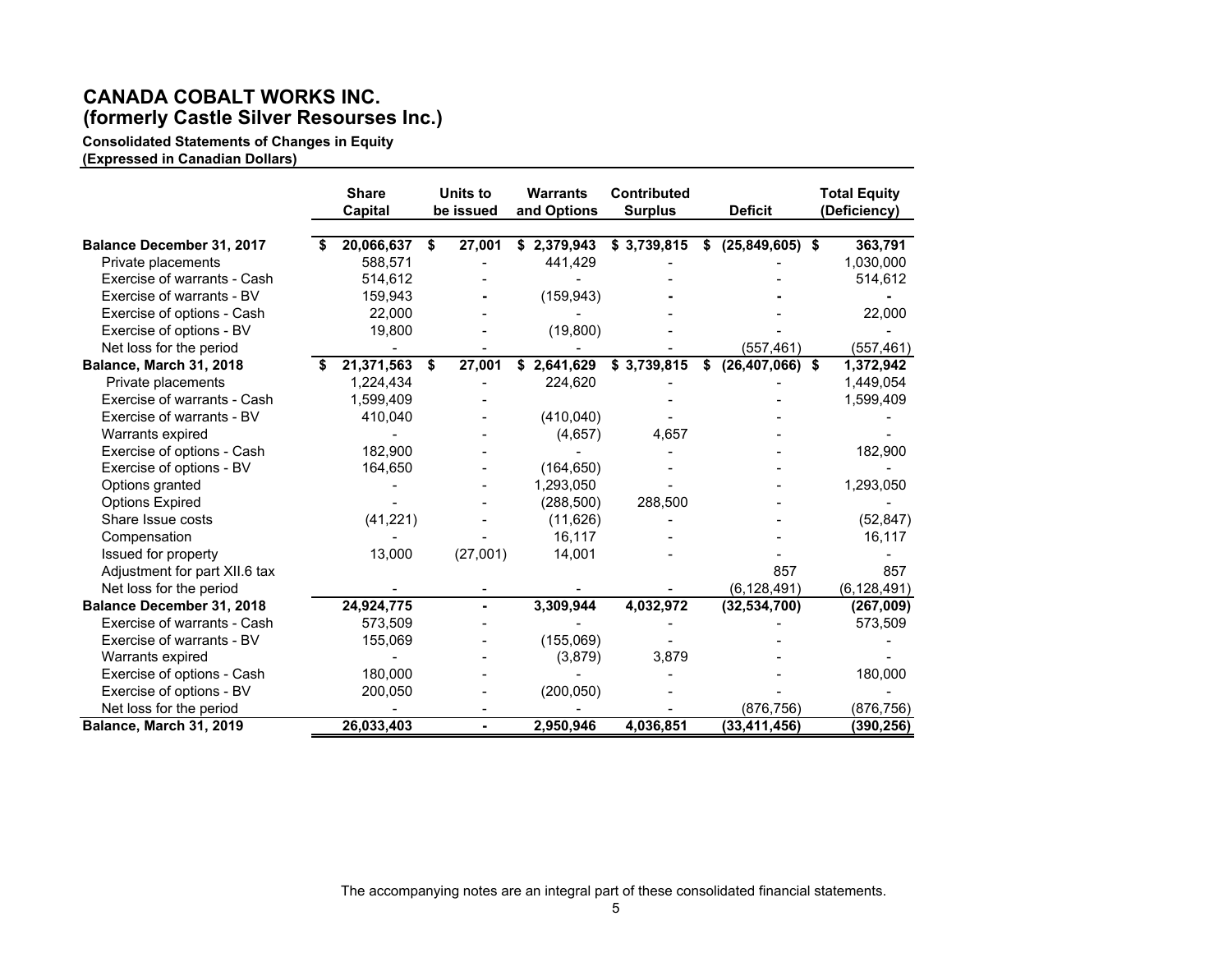# CANADA COBALT WORKS INC.
# (formerly Castle Silver Resourses Inc.)

**Consolidated Statements of Changes in Equity**
**(Expressed in Canadian Dollars)**

| | Share Capital | Units to be issued | Warrants and Options | Contributed Surplus | Deficit | Total Equity (Deficiency) |
|---|---|---|---|---|---|---|
| **Balance December 31, 2017** | **$ 20,066,637** | **$ 27,001** | **$ 2,379,943** | **$ 3,739,815** | **$ (25,849,605)** | **$ 363,791** |
| Private placements | 588,571 | - | 441,429 | - | - | 1,030,000 |
| Exercise of warrants - Cash | 514,612 | - | - | - | - | 514,612 |
| Exercise of warrants - BV | 159,943 | - | (159,943) | - | - | - |
| Exercise of options - Cash | 22,000 | - | - | - | - | 22,000 |
| Exercise of options - BV | 19,800 | - | (19,800) | - | - | - |
| Net loss for the period | - | - | - | - | (557,461) | (557,461) |
| **Balance, March 31, 2018** | **$ 21,371,563** | **$ 27,001** | **$ 2,641,629** | **$ 3,739,815** | **$ (26,407,066)** | **$ 1,372,942** |
| Private placements | 1,224,434 | - | 224,620 | - | - | 1,449,054 |
| Exercise of warrants - Cash | 1,599,409 | - | | - | - | 1,599,409 |
| Exercise of warrants - BV | 410,040 | - | (410,040) | - | - | - |
| Warrants expired | - | - | (4,657) | 4,657 | - | - |
| Exercise of options - Cash | 182,900 | - | - | - | - | 182,900 |
| Exercise of options - BV | 164,650 | - | (164,650) | - | - | - |
| Options granted | - | - | 1,293,050 | - | - | 1,293,050 |
| Options Expired | - | - | (288,500) | 288,500 | - | - |
| Share Issue costs | (41,221) | - | (11,626) | - | - | (52,847) |
| Compensation | - | - | 16,117 | - | - | 16,117 |
| Issued for property | 13,000 | (27,001) | 14,001 | - | - | - |
| Adjustment for part XII.6 tax | | | | | 857 | 857 |
| Net loss for the period | - | - | - | - | (6,128,491) | (6,128,491) |
| **Balance December 31, 2018** | **24,924,775** | **-** | **3,309,944** | **4,032,972** | **(32,534,700)** | **(267,009)** |
| Exercise of warrants - Cash | 573,509 | - | - | - | - | 573,509 |
| Exercise of warrants - BV | 155,069 | - | (155,069) | - | - | - |
| Warrants expired | - | - | (3,879) | 3,879 | - | - |
| Exercise of options - Cash | 180,000 | - | - | - | - | 180,000 |
| Exercise of options - BV | 200,050 | - | (200,050) | - | - | - |
| Net loss for the period | - | - | - | - | (876,756) | (876,756) |
| **Balance, March 31, 2019** | **26,033,403** | **-** | **2,950,946** | **4,036,851** | **(33,411,456)** | **(390,256)** |

The accompanying notes are an integral part of these consolidated financial statements.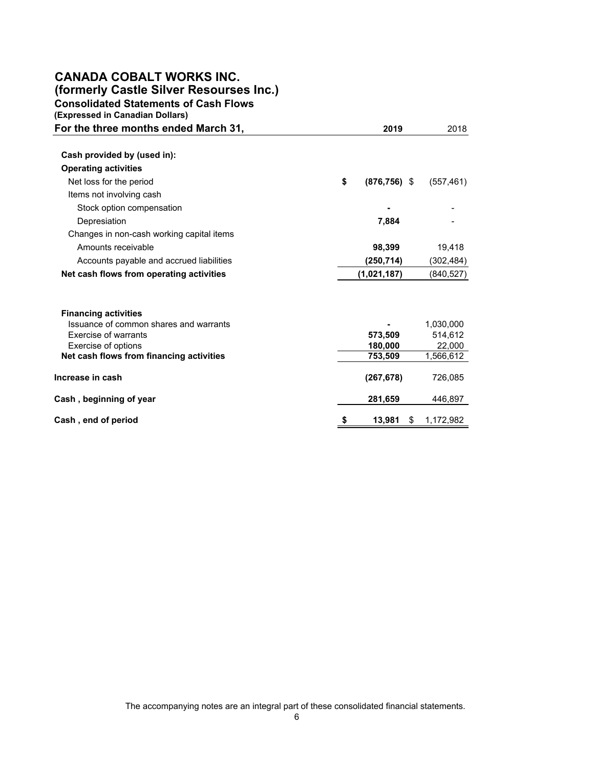# CANADA COBALT WORKS INC.
## (formerly Castle Silver Resourses Inc.)
### Consolidated Statements of Cash Flows
**(Expressed in Canadian Dollars)**

| For the three months ended March 31, | 2019 | 2018 |
|---|---|---|
| **Cash provided by (used in):** | | |
| **Operating activities** | | |
| Net loss for the period | $ (876,756) | $ (557,461) |
| Items not involving cash | | |
| Stock option compensation | - | - |
| Depresiation | 7,884 | - |
| Changes in non-cash working capital items | | |
| Amounts receivable | 98,399 | 19,418 |
| Accounts payable and accrued liabilities | (250,714) | (302,484) |
| **Net cash flows from operating activities** | (1,021,187) | (840,527) |
| **Financing activities** | | |
| Issuance of common shares and warrants | - | 1,030,000 |
| Exercise of warrants | 573,509 | 514,612 |
| Exercise of options | 180,000 | 22,000 |
| **Net cash flows from financing activities** | 753,509 | 1,566,612 |
| **Increase in cash** | (267,678) | 726,085 |
| **Cash , beginning of year** | 281,659 | 446,897 |
| **Cash , end of period** | $ 13,981 | $ 1,172,982 |

The accompanying notes are an integral part of these consolidated financial statements.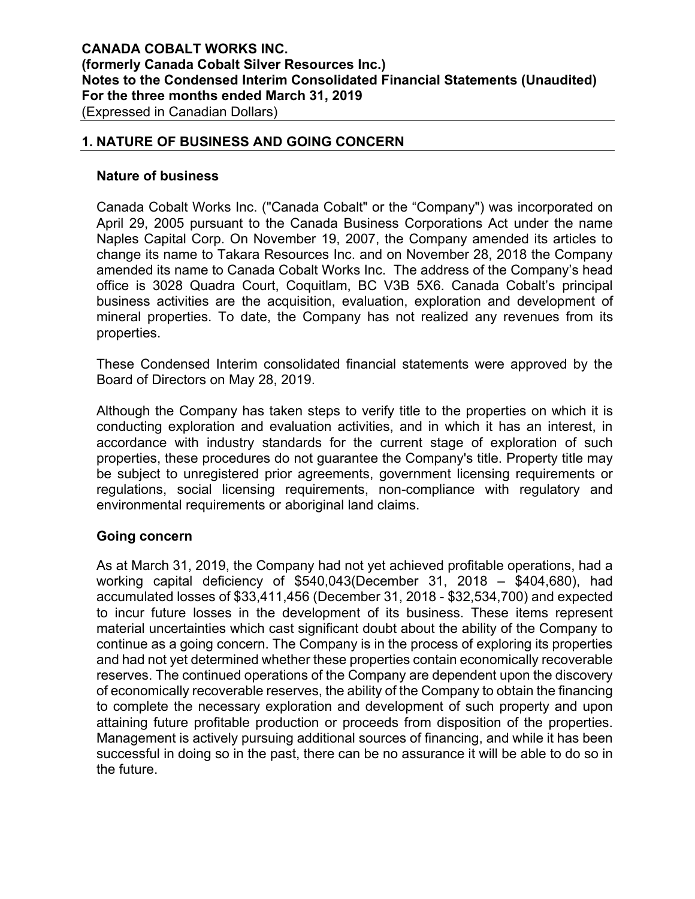## 1. NATURE OF BUSINESS AND GOING CONCERN

### Nature of business

Canada Cobalt Works Inc. ("Canada Cobalt" or the "Company") was incorporated on April 29, 2005 pursuant to the Canada Business Corporations Act under the name Naples Capital Corp. On November 19, 2007, the Company amended its articles to change its name to Takara Resources Inc. and on November 28, 2018 the Company amended its name to Canada Cobalt Works Inc. The address of the Company's head office is 3028 Quadra Court, Coquitlam, BC V3B 5X6. Canada Cobalt's principal business activities are the acquisition, evaluation, exploration and development of mineral properties. To date, the Company has not realized any revenues from its properties.

These Condensed Interim consolidated financial statements were approved by the Board of Directors on May 28, 2019.

Although the Company has taken steps to verify title to the properties on which it is conducting exploration and evaluation activities, and in which it has an interest, in accordance with industry standards for the current stage of exploration of such properties, these procedures do not guarantee the Company's title. Property title may be subject to unregistered prior agreements, government licensing requirements or regulations, social licensing requirements, non-compliance with regulatory and environmental requirements or aboriginal land claims.

### Going concern

As at March 31, 2019, the Company had not yet achieved profitable operations, had a working capital deficiency of $540,043(December 31, 2018 – $404,680), had accumulated losses of $33,411,456 (December 31, 2018 - $32,534,700) and expected to incur future losses in the development of its business. These items represent material uncertainties which cast significant doubt about the ability of the Company to continue as a going concern. The Company is in the process of exploring its properties and had not yet determined whether these properties contain economically recoverable reserves. The continued operations of the Company are dependent upon the discovery of economically recoverable reserves, the ability of the Company to obtain the financing to complete the necessary exploration and development of such property and upon attaining future profitable production or proceeds from disposition of the properties. Management is actively pursuing additional sources of financing, and while it has been successful in doing so in the past, there can be no assurance it will be able to do so in the future.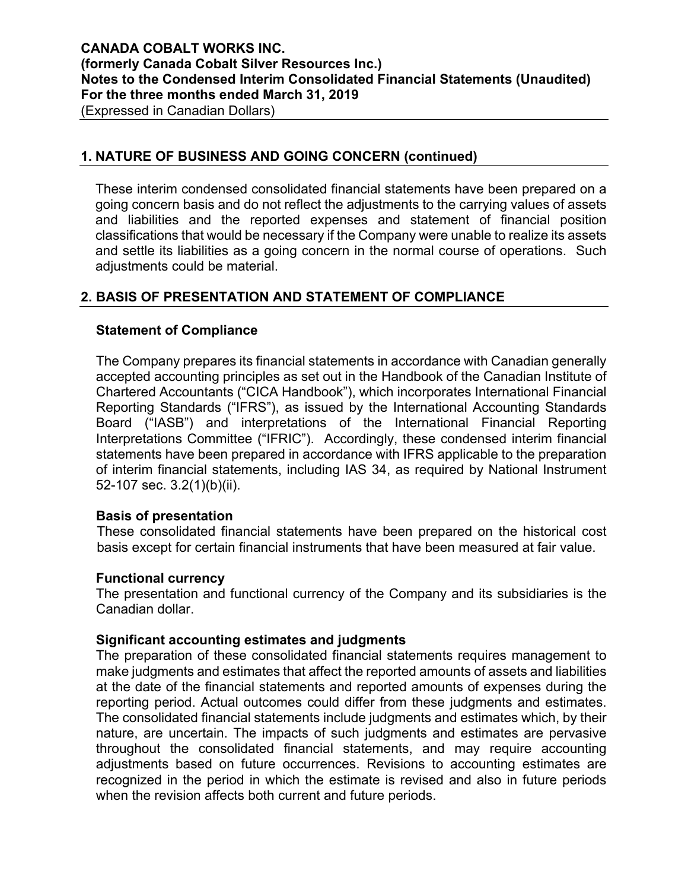## 1. NATURE OF BUSINESS AND GOING CONCERN (continued)

These interim condensed consolidated financial statements have been prepared on a going concern basis and do not reflect the adjustments to the carrying values of assets and liabilities and the reported expenses and statement of financial position classifications that would be necessary if the Company were unable to realize its assets and settle its liabilities as a going concern in the normal course of operations. Such adjustments could be material.

## 2. BASIS OF PRESENTATION AND STATEMENT OF COMPLIANCE

### Statement of Compliance

The Company prepares its financial statements in accordance with Canadian generally accepted accounting principles as set out in the Handbook of the Canadian Institute of Chartered Accountants ("CICA Handbook"), which incorporates International Financial Reporting Standards ("IFRS"), as issued by the International Accounting Standards Board ("IASB") and interpretations of the International Financial Reporting Interpretations Committee ("IFRIC"). Accordingly, these condensed interim financial statements have been prepared in accordance with IFRS applicable to the preparation of interim financial statements, including IAS 34, as required by National Instrument 52-107 sec. 3.2(1)(b)(ii).

### Basis of presentation

These consolidated financial statements have been prepared on the historical cost basis except for certain financial instruments that have been measured at fair value.

### Functional currency

The presentation and functional currency of the Company and its subsidiaries is the Canadian dollar.

### Significant accounting estimates and judgments

The preparation of these consolidated financial statements requires management to make judgments and estimates that affect the reported amounts of assets and liabilities at the date of the financial statements and reported amounts of expenses during the reporting period. Actual outcomes could differ from these judgments and estimates. The consolidated financial statements include judgments and estimates which, by their nature, are uncertain. The impacts of such judgments and estimates are pervasive throughout the consolidated financial statements, and may require accounting adjustments based on future occurrences. Revisions to accounting estimates are recognized in the period in which the estimate is revised and also in future periods when the revision affects both current and future periods.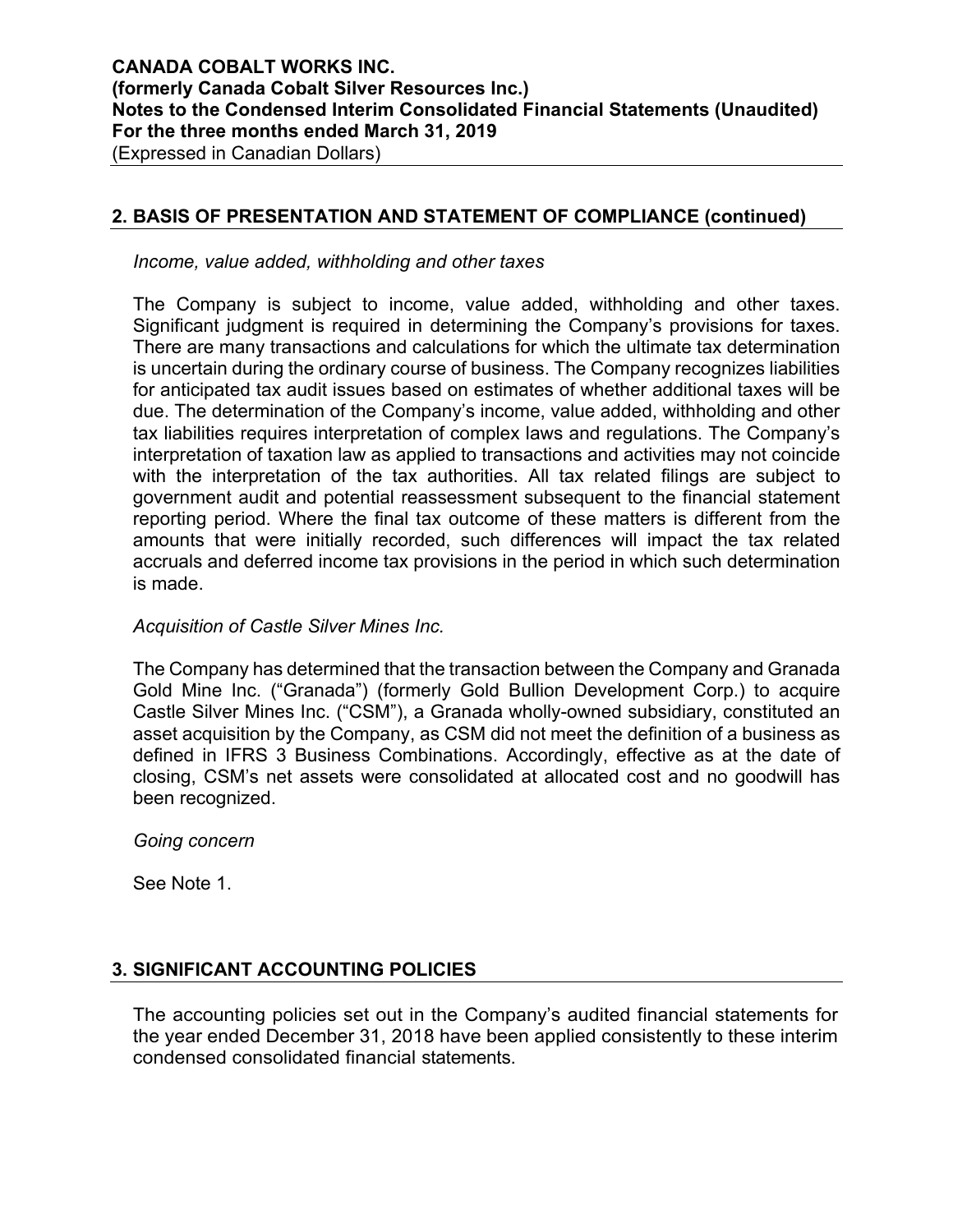## 2. BASIS OF PRESENTATION AND STATEMENT OF COMPLIANCE (continued)

*Income, value added, withholding and other taxes*

The Company is subject to income, value added, withholding and other taxes. Significant judgment is required in determining the Company's provisions for taxes. There are many transactions and calculations for which the ultimate tax determination is uncertain during the ordinary course of business. The Company recognizes liabilities for anticipated tax audit issues based on estimates of whether additional taxes will be due. The determination of the Company's income, value added, withholding and other tax liabilities requires interpretation of complex laws and regulations. The Company's interpretation of taxation law as applied to transactions and activities may not coincide with the interpretation of the tax authorities. All tax related filings are subject to government audit and potential reassessment subsequent to the financial statement reporting period. Where the final tax outcome of these matters is different from the amounts that were initially recorded, such differences will impact the tax related accruals and deferred income tax provisions in the period in which such determination is made.

*Acquisition of Castle Silver Mines Inc.*

The Company has determined that the transaction between the Company and Granada Gold Mine Inc. ("Granada") (formerly Gold Bullion Development Corp.) to acquire Castle Silver Mines Inc. ("CSM"), a Granada wholly-owned subsidiary, constituted an asset acquisition by the Company, as CSM did not meet the definition of a business as defined in IFRS 3 Business Combinations. Accordingly, effective as at the date of closing, CSM's net assets were consolidated at allocated cost and no goodwill has been recognized.

*Going concern*

See Note 1.

## 3. SIGNIFICANT ACCOUNTING POLICIES

The accounting policies set out in the Company's audited financial statements for the year ended December 31, 2018 have been applied consistently to these interim condensed consolidated financial statements.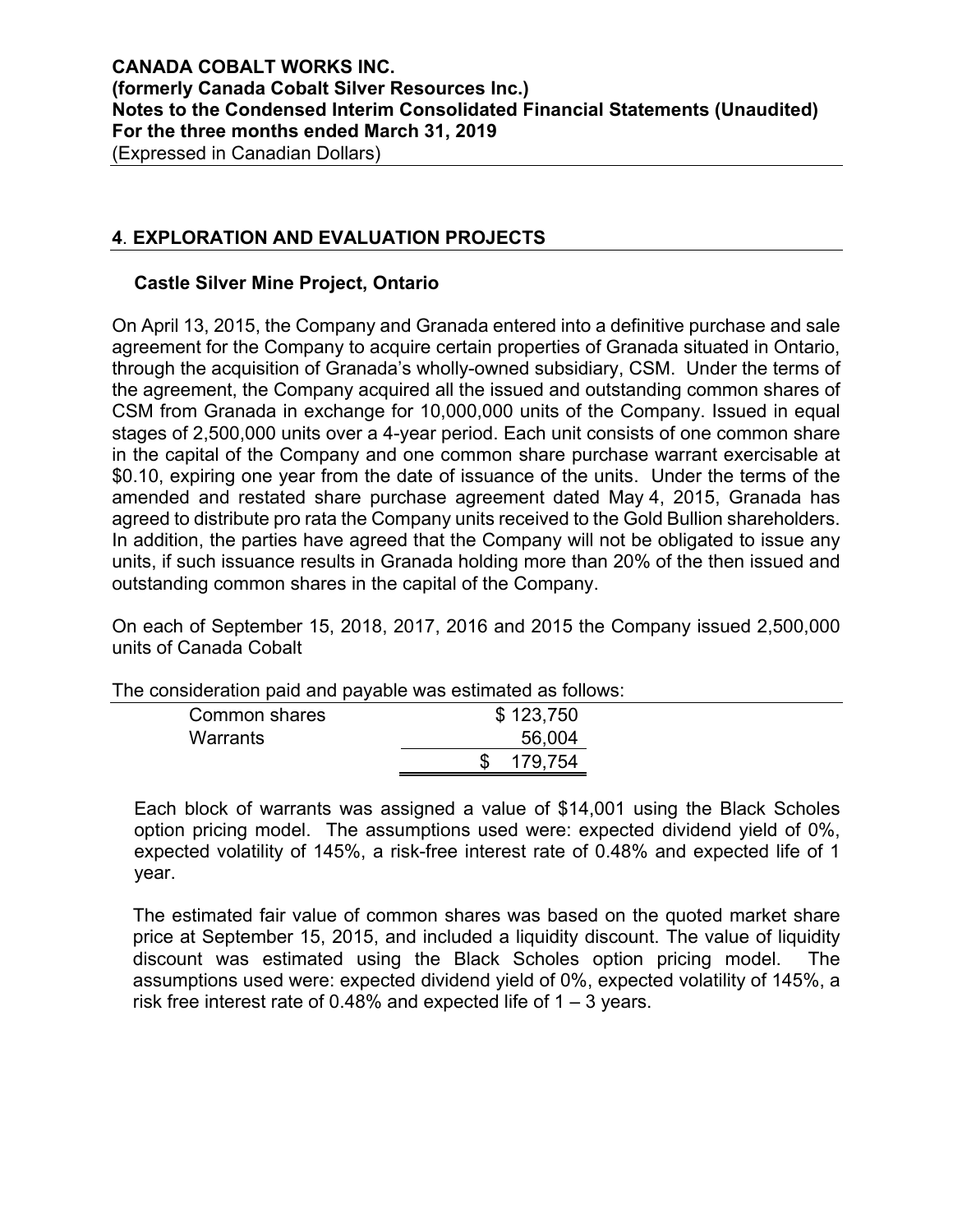## 4. EXPLORATION AND EVALUATION PROJECTS

### Castle Silver Mine Project, Ontario

On April 13, 2015, the Company and Granada entered into a definitive purchase and sale agreement for the Company to acquire certain properties of Granada situated in Ontario, through the acquisition of Granada's wholly-owned subsidiary, CSM. Under the terms of the agreement, the Company acquired all the issued and outstanding common shares of CSM from Granada in exchange for 10,000,000 units of the Company. Issued in equal stages of 2,500,000 units over a 4-year period. Each unit consists of one common share in the capital of the Company and one common share purchase warrant exercisable at $0.10, expiring one year from the date of issuance of the units. Under the terms of the amended and restated share purchase agreement dated May 4, 2015, Granada has agreed to distribute pro rata the Company units received to the Gold Bullion shareholders. In addition, the parties have agreed that the Company will not be obligated to issue any units, if such issuance results in Granada holding more than 20% of the then issued and outstanding common shares in the capital of the Company.

On each of September 15, 2018, 2017, 2016 and 2015 the Company issued 2,500,000 units of Canada Cobalt

The consideration paid and payable was estimated as follows:

| | |
|---|---|
| Common shares | $ 123,750 |
| Warrants | 56,004 |
| | $ 179,754 |

Each block of warrants was assigned a value of $14,001 using the Black Scholes option pricing model. The assumptions used were: expected dividend yield of 0%, expected volatility of 145%, a risk-free interest rate of 0.48% and expected life of 1 year.

The estimated fair value of common shares was based on the quoted market share price at September 15, 2015, and included a liquidity discount. The value of liquidity discount was estimated using the Black Scholes option pricing model. The assumptions used were: expected dividend yield of 0%, expected volatility of 145%, a risk free interest rate of 0.48% and expected life of 1 – 3 years.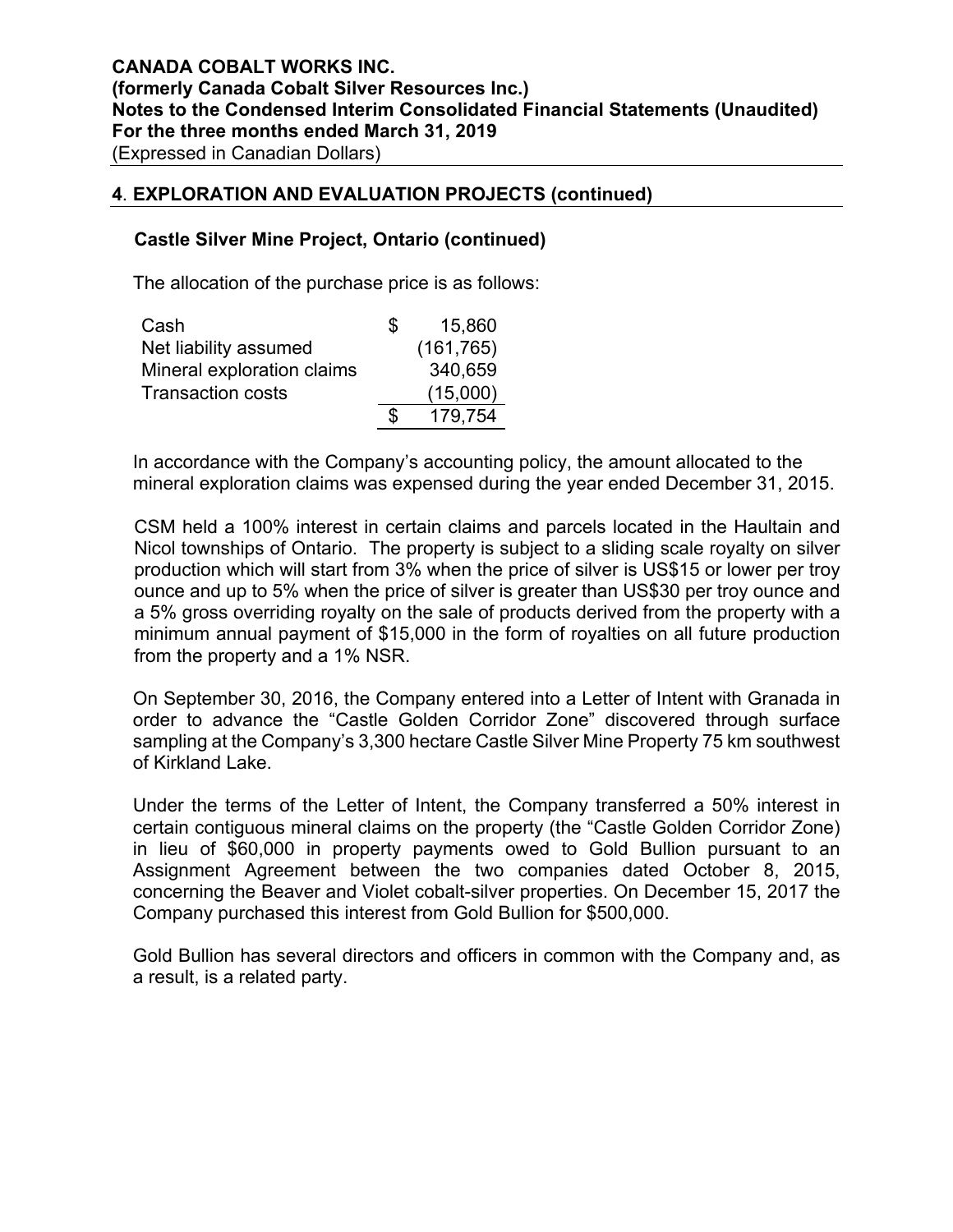## 4. EXPLORATION AND EVALUATION PROJECTS (continued)

### Castle Silver Mine Project, Ontario (continued)

The allocation of the purchase price is as follows:

| | | |
|---|---|---|
| Cash | $ | 15,860 |
| Net liability assumed | | (161,765) |
| Mineral exploration claims | | 340,659 |
| Transaction costs | | (15,000) |
| | $ | 179,754 |

In accordance with the Company's accounting policy, the amount allocated to the mineral exploration claims was expensed during the year ended December 31, 2015.

CSM held a 100% interest in certain claims and parcels located in the Haultain and Nicol townships of Ontario. The property is subject to a sliding scale royalty on silver production which will start from 3% when the price of silver is US$15 or lower per troy ounce and up to 5% when the price of silver is greater than US$30 per troy ounce and a 5% gross overriding royalty on the sale of products derived from the property with a minimum annual payment of $15,000 in the form of royalties on all future production from the property and a 1% NSR.

On September 30, 2016, the Company entered into a Letter of Intent with Granada in order to advance the "Castle Golden Corridor Zone" discovered through surface sampling at the Company's 3,300 hectare Castle Silver Mine Property 75 km southwest of Kirkland Lake.

Under the terms of the Letter of Intent, the Company transferred a 50% interest in certain contiguous mineral claims on the property (the "Castle Golden Corridor Zone) in lieu of $60,000 in property payments owed to Gold Bullion pursuant to an Assignment Agreement between the two companies dated October 8, 2015, concerning the Beaver and Violet cobalt-silver properties. On December 15, 2017 the Company purchased this interest from Gold Bullion for $500,000.

Gold Bullion has several directors and officers in common with the Company and, as a result, is a related party.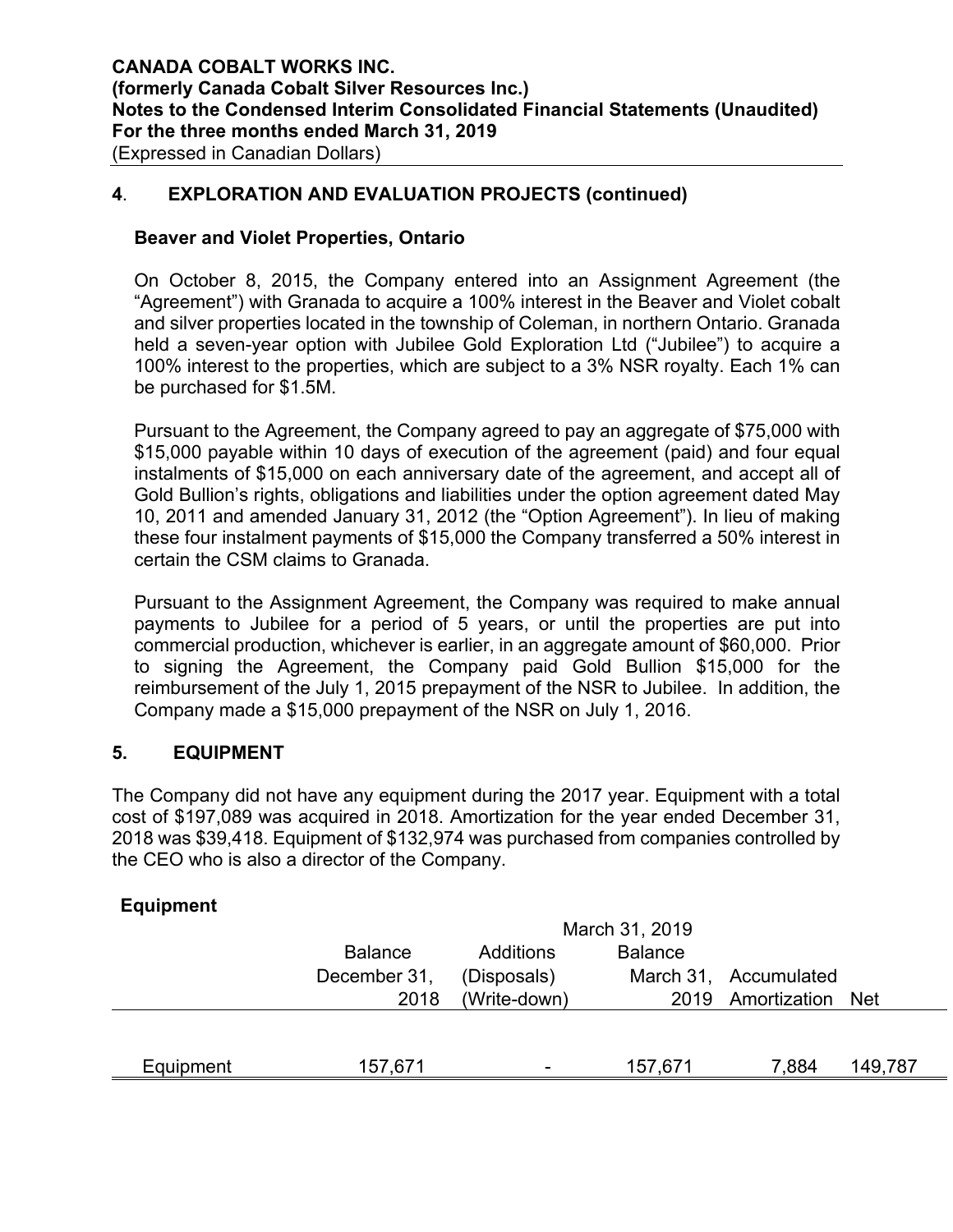## 4. EXPLORATION AND EVALUATION PROJECTS (continued)

### Beaver and Violet Properties, Ontario

On October 8, 2015, the Company entered into an Assignment Agreement (the "Agreement") with Granada to acquire a 100% interest in the Beaver and Violet cobalt and silver properties located in the township of Coleman, in northern Ontario. Granada held a seven-year option with Jubilee Gold Exploration Ltd ("Jubilee") to acquire a 100% interest to the properties, which are subject to a 3% NSR royalty. Each 1% can be purchased for $1.5M.

Pursuant to the Agreement, the Company agreed to pay an aggregate of $75,000 with $15,000 payable within 10 days of execution of the agreement (paid) and four equal instalments of $15,000 on each anniversary date of the agreement, and accept all of Gold Bullion's rights, obligations and liabilities under the option agreement dated May 10, 2011 and amended January 31, 2012 (the "Option Agreement"). In lieu of making these four instalment payments of $15,000 the Company transferred a 50% interest in certain the CSM claims to Granada.

Pursuant to the Assignment Agreement, the Company was required to make annual payments to Jubilee for a period of 5 years, or until the properties are put into commercial production, whichever is earlier, in an aggregate amount of $60,000. Prior to signing the Agreement, the Company paid Gold Bullion $15,000 for the reimbursement of the July 1, 2015 prepayment of the NSR to Jubilee. In addition, the Company made a $15,000 prepayment of the NSR on July 1, 2016.

## 5. EQUIPMENT

The Company did not have any equipment during the 2017 year. Equipment with a total cost of $197,089 was acquired in 2018. Amortization for the year ended December 31, 2018 was $39,418. Equipment of $132,974 was purchased from companies controlled by the CEO who is also a director of the Company.

### Equipment

| | March 31, 2019 | | | | |
|---|---|---|---|---|---|
| | Balance December 31, 2018 | Additions (Disposals) (Write-down) | Balance March 31, 2019 | Accumulated Amortization | Net |
| Equipment | 157,671 | - | 157,671 | 7,884 | 149,787 |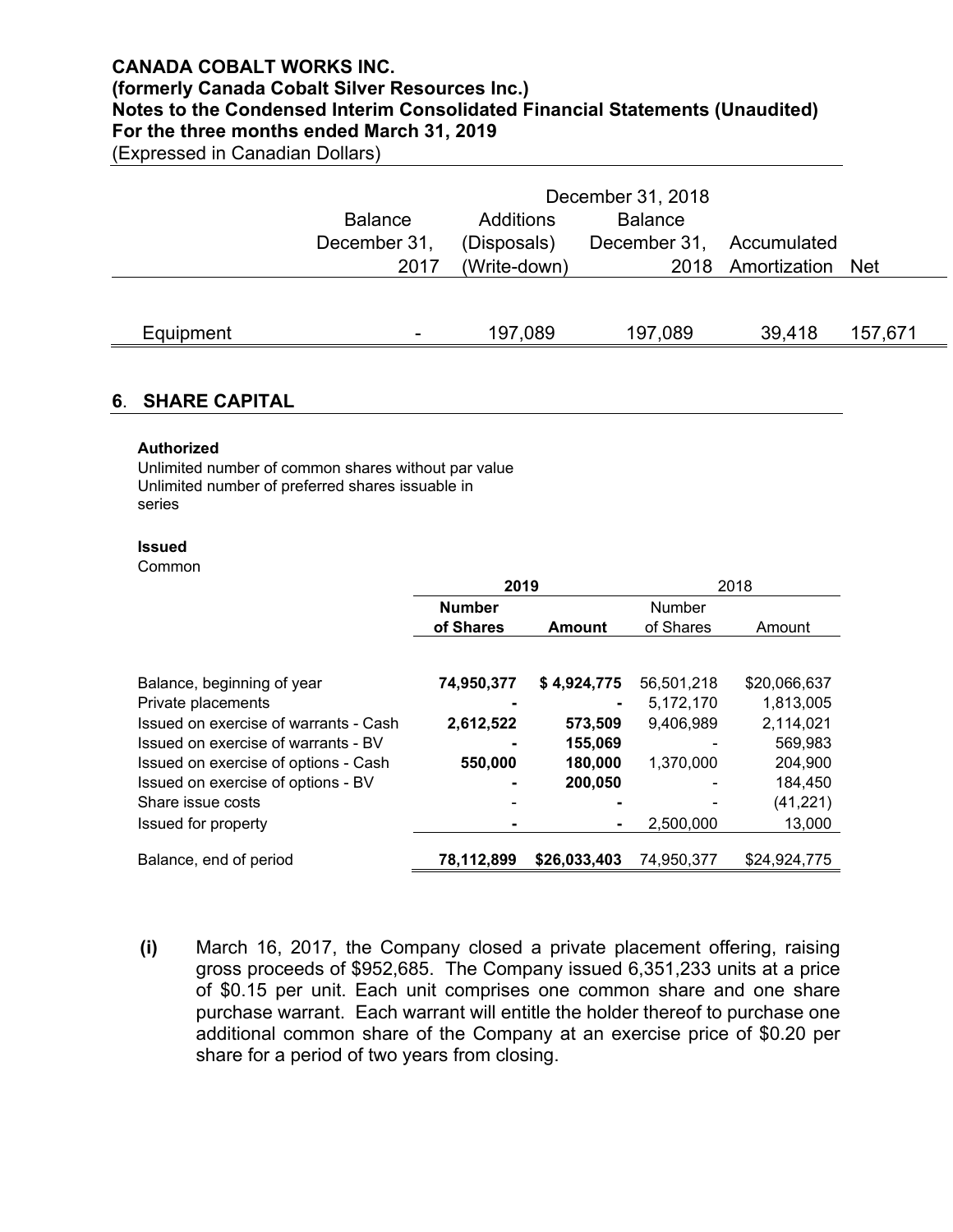**CANADA COBALT WORKS INC.**
**(formerly Canada Cobalt Silver Resources Inc.)**
**Notes to the Condensed Interim Consolidated Financial Statements (Unaudited)**
**For the three months ended March 31, 2019**
(Expressed in Canadian Dollars)

| | December 31, 2018 | | | | |
|---|---|---|---|---|---|
| | Balance December 31, 2017 | Additions (Disposals) (Write-down) | Balance December 31, 2018 | Accumulated Amortization | Net |
| Equipment | - | 197,089 | 197,089 | 39,418 | 157,671 |

## 6. SHARE CAPITAL

**Authorized**
Unlimited number of common shares without par value
Unlimited number of preferred shares issuable in series

**Issued**
Common

| | **2019** | | 2018 | |
|---|---|---|---|---|
| | **Number of Shares** | **Amount** | Number of Shares | Amount |
| Balance, beginning of year | **74,950,377** | **$ 4,924,775** | 56,501,218 | $20,066,637 |
| Private placements | **-** | **-** | 5,172,170 | 1,813,005 |
| Issued on exercise of warrants - Cash | **2,612,522** | **573,509** | 9,406,989 | 2,114,021 |
| Issued on exercise of warrants - BV | **-** | **155,069** | - | 569,983 |
| Issued on exercise of options - Cash | **550,000** | **180,000** | 1,370,000 | 204,900 |
| Issued on exercise of options - BV | **-** | **200,050** | - | 184,450 |
| Share issue costs | - | **-** | - | (41,221) |
| Issued for property | **-** | **-** | 2,500,000 | 13,000 |
| Balance, end of period | **78,112,899** | **$26,033,403** | 74,950,377 | $24,924,775 |

**(i)** March 16, 2017, the Company closed a private placement offering, raising gross proceeds of $952,685. The Company issued 6,351,233 units at a price of $0.15 per unit. Each unit comprises one common share and one share purchase warrant. Each warrant will entitle the holder thereof to purchase one additional common share of the Company at an exercise price of $0.20 per share for a period of two years from closing.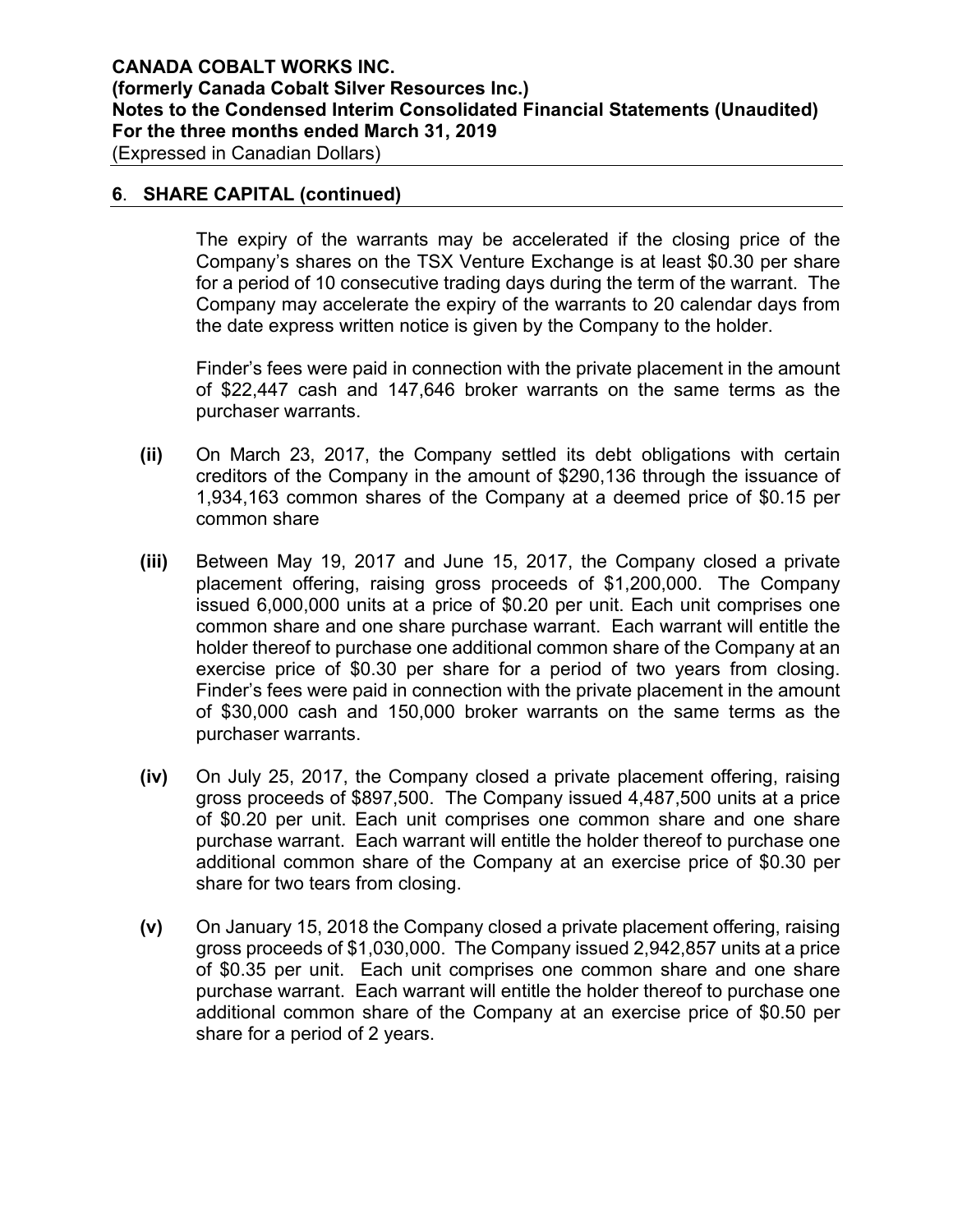## 6. SHARE CAPITAL (continued)

The expiry of the warrants may be accelerated if the closing price of the Company's shares on the TSX Venture Exchange is at least $0.30 per share for a period of 10 consecutive trading days during the term of the warrant. The Company may accelerate the expiry of the warrants to 20 calendar days from the date express written notice is given by the Company to the holder.

Finder's fees were paid in connection with the private placement in the amount of $22,447 cash and 147,646 broker warrants on the same terms as the purchaser warrants.

**(ii)** On March 23, 2017, the Company settled its debt obligations with certain creditors of the Company in the amount of $290,136 through the issuance of 1,934,163 common shares of the Company at a deemed price of $0.15 per common share

**(iii)** Between May 19, 2017 and June 15, 2017, the Company closed a private placement offering, raising gross proceeds of $1,200,000. The Company issued 6,000,000 units at a price of $0.20 per unit. Each unit comprises one common share and one share purchase warrant. Each warrant will entitle the holder thereof to purchase one additional common share of the Company at an exercise price of $0.30 per share for a period of two years from closing. Finder's fees were paid in connection with the private placement in the amount of $30,000 cash and 150,000 broker warrants on the same terms as the purchaser warrants.

**(iv)** On July 25, 2017, the Company closed a private placement offering, raising gross proceeds of $897,500. The Company issued 4,487,500 units at a price of $0.20 per unit. Each unit comprises one common share and one share purchase warrant. Each warrant will entitle the holder thereof to purchase one additional common share of the Company at an exercise price of $0.30 per share for two tears from closing.

**(v)** On January 15, 2018 the Company closed a private placement offering, raising gross proceeds of $1,030,000. The Company issued 2,942,857 units at a price of $0.35 per unit. Each unit comprises one common share and one share purchase warrant. Each warrant will entitle the holder thereof to purchase one additional common share of the Company at an exercise price of $0.50 per share for a period of 2 years.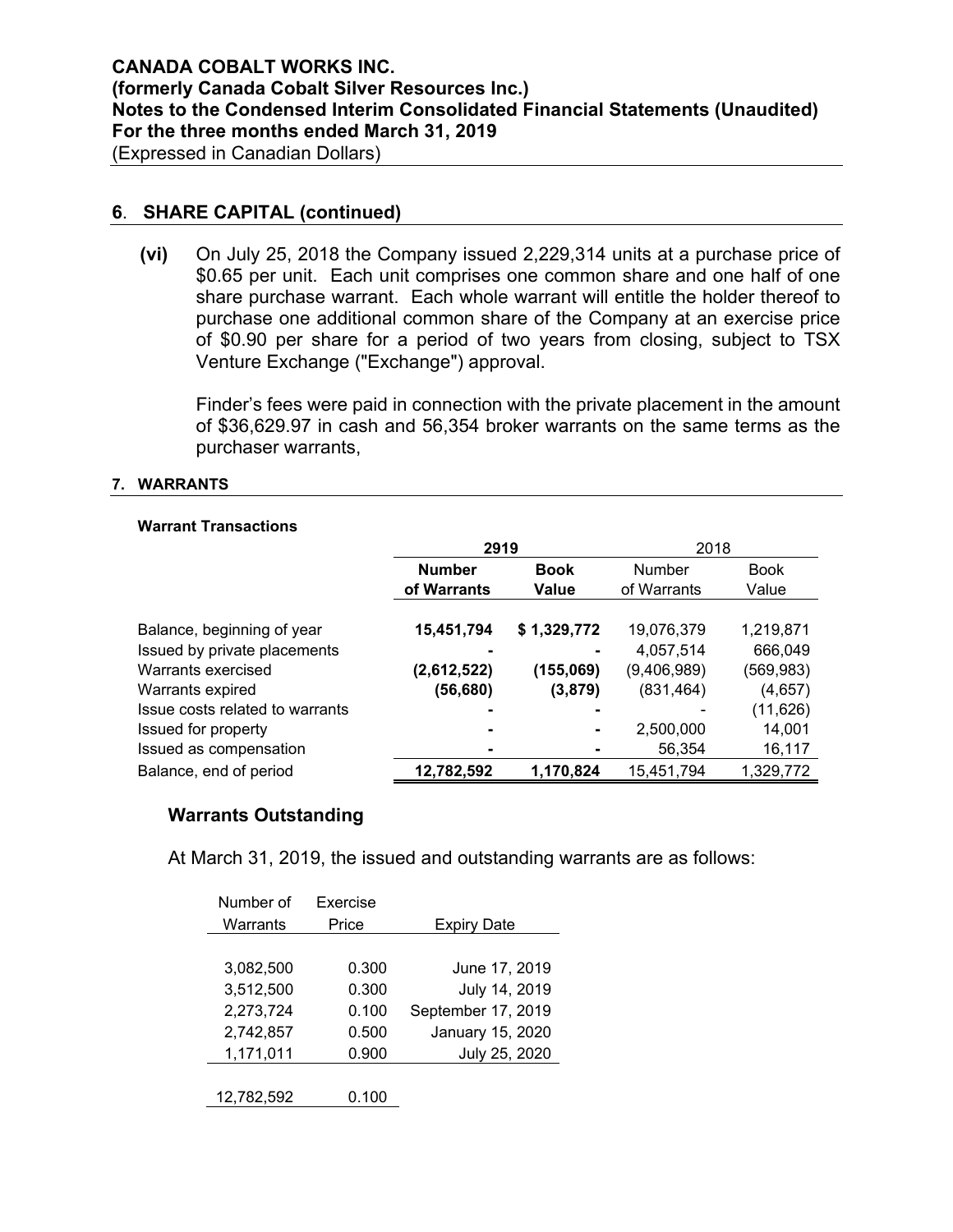## 6. SHARE CAPITAL (continued)

**(vi)** On July 25, 2018 the Company issued 2,229,314 units at a purchase price of \$0.65 per unit. Each unit comprises one common share and one half of one share purchase warrant. Each whole warrant will entitle the holder thereof to purchase one additional common share of the Company at an exercise price of \$0.90 per share for a period of two years from closing, subject to TSX Venture Exchange ("Exchange") approval.

Finder's fees were paid in connection with the private placement in the amount of \$36,629.97 in cash and 56,354 broker warrants on the same terms as the purchaser warrants,

## 7. WARRANTS

**Warrant Transactions**

| | **2919** | | 2018 | |
|---|---|---|---|---|
| | **Number of Warrants** | **Book Value** | Number of Warrants | Book Value |
| Balance, beginning of year | **15,451,794** | **\$ 1,329,772** | 19,076,379 | 1,219,871 |
| Issued by private placements | **-** | **-** | 4,057,514 | 666,049 |
| Warrants exercised | **(2,612,522)** | **(155,069)** | (9,406,989) | (569,983) |
| Warrants expired | **(56,680)** | **(3,879)** | (831,464) | (4,657) |
| Issue costs related to warrants | **-** | **-** | - | (11,626) |
| Issued for property | **-** | **-** | 2,500,000 | 14,001 |
| Issued as compensation | **-** | **-** | 56,354 | 16,117 |
| Balance, end of period | **12,782,592** | **1,170,824** | 15,451,794 | 1,329,772 |

### Warrants Outstanding

At March 31, 2019, the issued and outstanding warrants are as follows:

| Number of Warrants | Exercise Price | Expiry Date |
|---|---|---|
| 3,082,500 | 0.300 | June 17, 2019 |
| 3,512,500 | 0.300 | July 14, 2019 |
| 2,273,724 | 0.100 | September 17, 2019 |
| 2,742,857 | 0.500 | January 15, 2020 |
| 1,171,011 | 0.900 | July 25, 2020 |
| 12,782,592 | 0.100 | |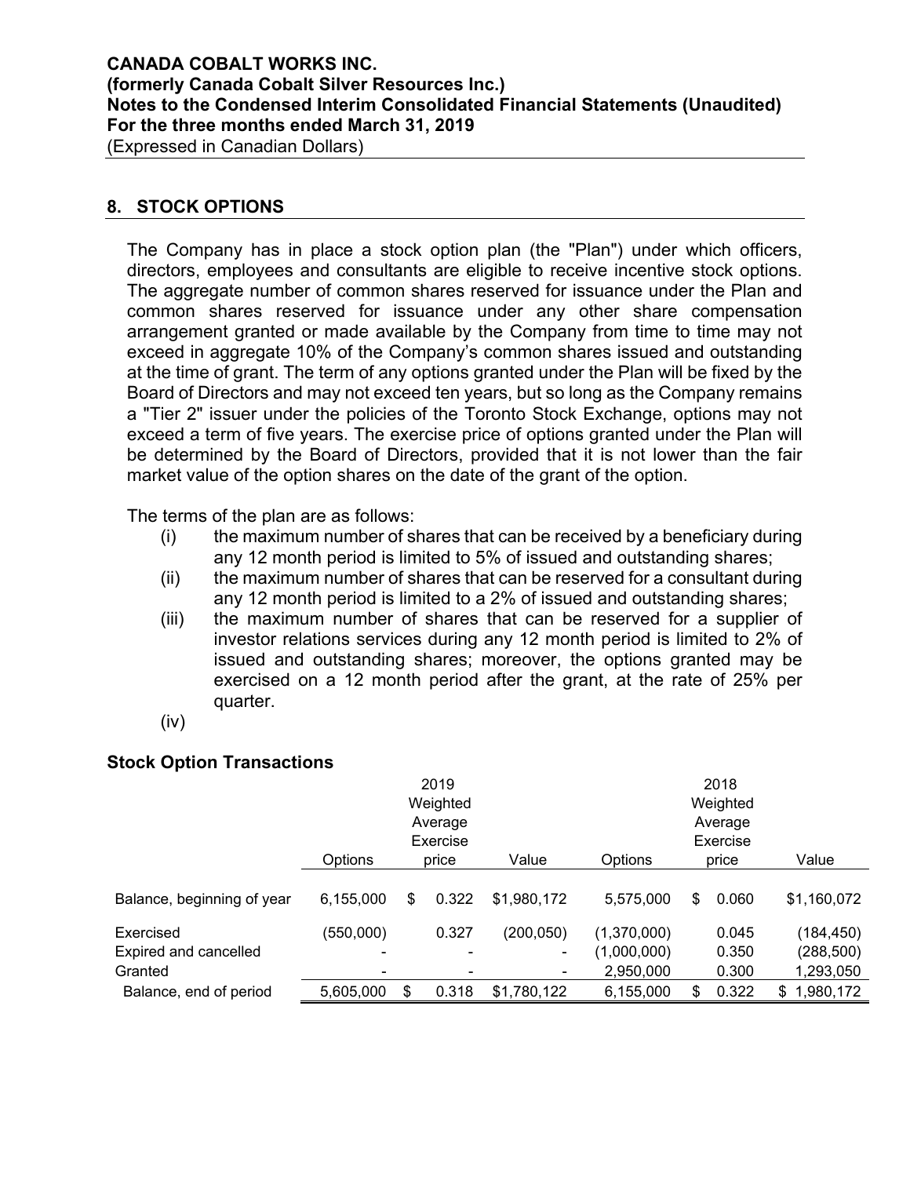## 8. STOCK OPTIONS

The Company has in place a stock option plan (the "Plan") under which officers, directors, employees and consultants are eligible to receive incentive stock options. The aggregate number of common shares reserved for issuance under the Plan and common shares reserved for issuance under any other share compensation arrangement granted or made available by the Company from time to time may not exceed in aggregate 10% of the Company's common shares issued and outstanding at the time of grant. The term of any options granted under the Plan will be fixed by the Board of Directors and may not exceed ten years, but so long as the Company remains a "Tier 2" issuer under the policies of the Toronto Stock Exchange, options may not exceed a term of five years. The exercise price of options granted under the Plan will be determined by the Board of Directors, provided that it is not lower than the fair market value of the option shares on the date of the grant of the option.

The terms of the plan are as follows:

(i) the maximum number of shares that can be received by a beneficiary during any 12 month period is limited to 5% of issued and outstanding shares;

(ii) the maximum number of shares that can be reserved for a consultant during any 12 month period is limited to a 2% of issued and outstanding shares;

(iii) the maximum number of shares that can be reserved for a supplier of investor relations services during any 12 month period is limited to 2% of issued and outstanding shares; moreover, the options granted may be exercised on a 12 month period after the grant, at the rate of 25% per quarter.

(iv)

### Stock Option Transactions

| | | 2019 Weighted Average Exercise | | | 2018 Weighted Average Exercise | |
|---|---|---|---|---|---|---|
| | Options | price | Value | Options | price | Value |
| Balance, beginning of year | 6,155,000 | $ 0.322 | $1,980,172 | 5,575,000 | $ 0.060 | $1,160,072 |
| Exercised | (550,000) | 0.327 | (200,050) | (1,370,000) | 0.045 | (184,450) |
| Expired and cancelled | - | - | - | (1,000,000) | 0.350 | (288,500) |
| Granted | - | - | - | 2,950,000 | 0.300 | 1,293,050 |
| Balance, end of period | 5,605,000 | $ 0.318 | $1,780,122 | 6,155,000 | $ 0.322 | $ 1,980,172 |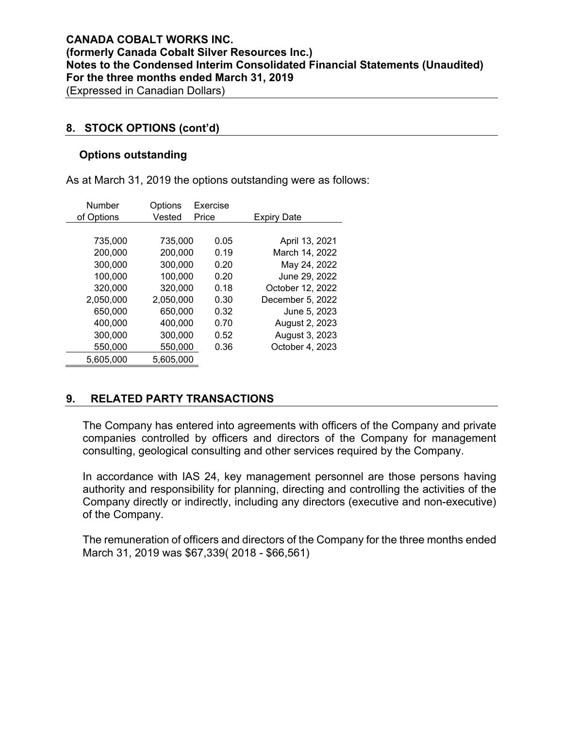## 8. STOCK OPTIONS (cont'd)

### Options outstanding

As at March 31, 2019 the options outstanding were as follows:

| Number of Options | Options Vested | Exercise Price | Expiry Date |
|---|---|---|---|
| 735,000 | 735,000 | 0.05 | April 13, 2021 |
| 200,000 | 200,000 | 0.19 | March 14, 2022 |
| 300,000 | 300,000 | 0.20 | May 24, 2022 |
| 100,000 | 100,000 | 0.20 | June 29, 2022 |
| 320,000 | 320,000 | 0.18 | October 12, 2022 |
| 2,050,000 | 2,050,000 | 0.30 | December 5, 2022 |
| 650,000 | 650,000 | 0.32 | June 5, 2023 |
| 400,000 | 400,000 | 0.70 | August 2, 2023 |
| 300,000 | 300,000 | 0.52 | August 3, 2023 |
| 550,000 | 550,000 | 0.36 | October 4, 2023 |
| 5,605,000 | 5,605,000 | | |

## 9. RELATED PARTY TRANSACTIONS

The Company has entered into agreements with officers of the Company and private companies controlled by officers and directors of the Company for management consulting, geological consulting and other services required by the Company.

In accordance with IAS 24, key management personnel are those persons having authority and responsibility for planning, directing and controlling the activities of the Company directly or indirectly, including any directors (executive and non-executive) of the Company.

The remuneration of officers and directors of the Company for the three months ended March 31, 2019 was $67,339( 2018 - $66,561)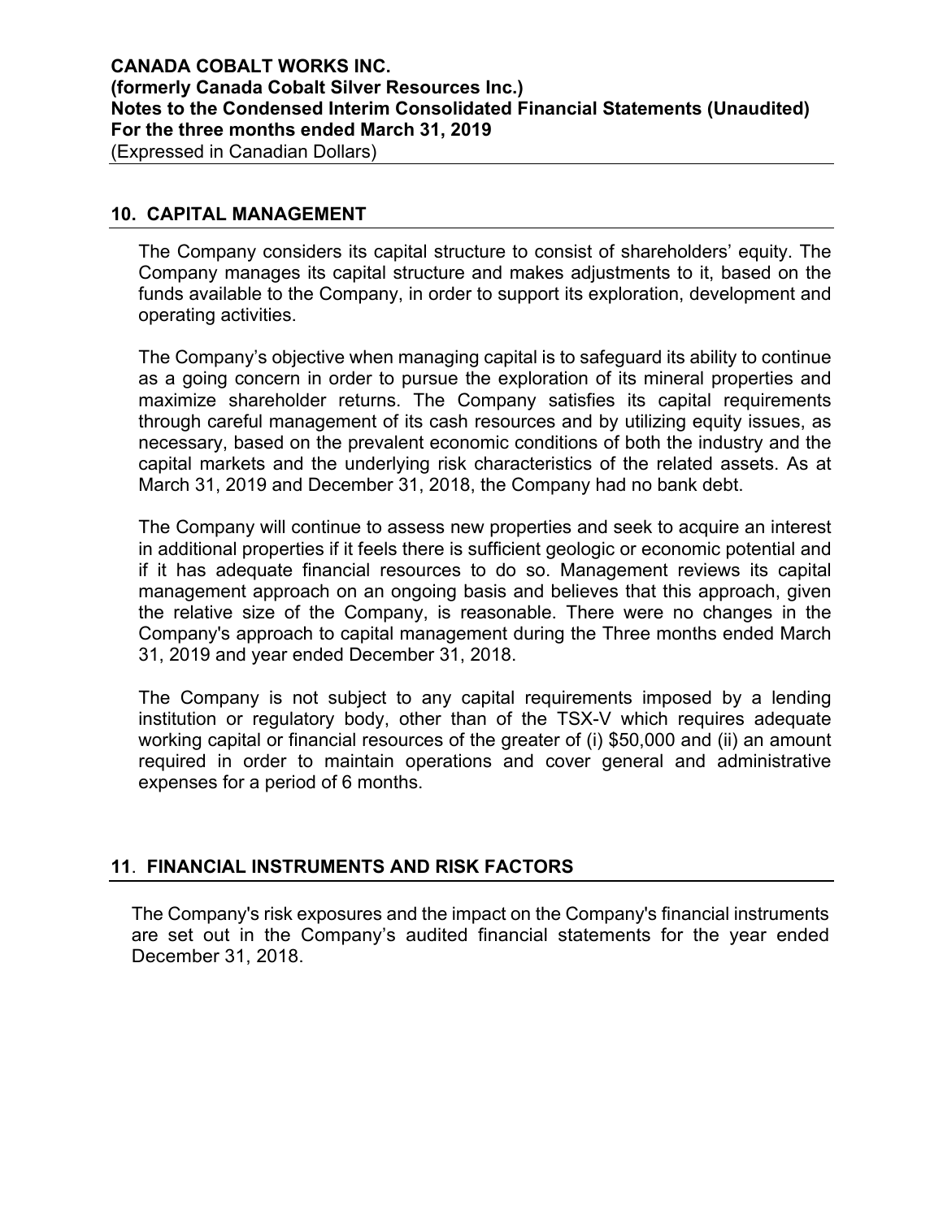## 10. CAPITAL MANAGEMENT

The Company considers its capital structure to consist of shareholders' equity. The Company manages its capital structure and makes adjustments to it, based on the funds available to the Company, in order to support its exploration, development and operating activities.

The Company's objective when managing capital is to safeguard its ability to continue as a going concern in order to pursue the exploration of its mineral properties and maximize shareholder returns. The Company satisfies its capital requirements through careful management of its cash resources and by utilizing equity issues, as necessary, based on the prevalent economic conditions of both the industry and the capital markets and the underlying risk characteristics of the related assets. As at March 31, 2019 and December 31, 2018, the Company had no bank debt.

The Company will continue to assess new properties and seek to acquire an interest in additional properties if it feels there is sufficient geologic or economic potential and if it has adequate financial resources to do so. Management reviews its capital management approach on an ongoing basis and believes that this approach, given the relative size of the Company, is reasonable. There were no changes in the Company's approach to capital management during the Three months ended March 31, 2019 and year ended December 31, 2018.

The Company is not subject to any capital requirements imposed by a lending institution or regulatory body, other than of the TSX-V which requires adequate working capital or financial resources of the greater of (i) $50,000 and (ii) an amount required in order to maintain operations and cover general and administrative expenses for a period of 6 months.

## 11. FINANCIAL INSTRUMENTS AND RISK FACTORS

The Company's risk exposures and the impact on the Company's financial instruments are set out in the Company's audited financial statements for the year ended December 31, 2018.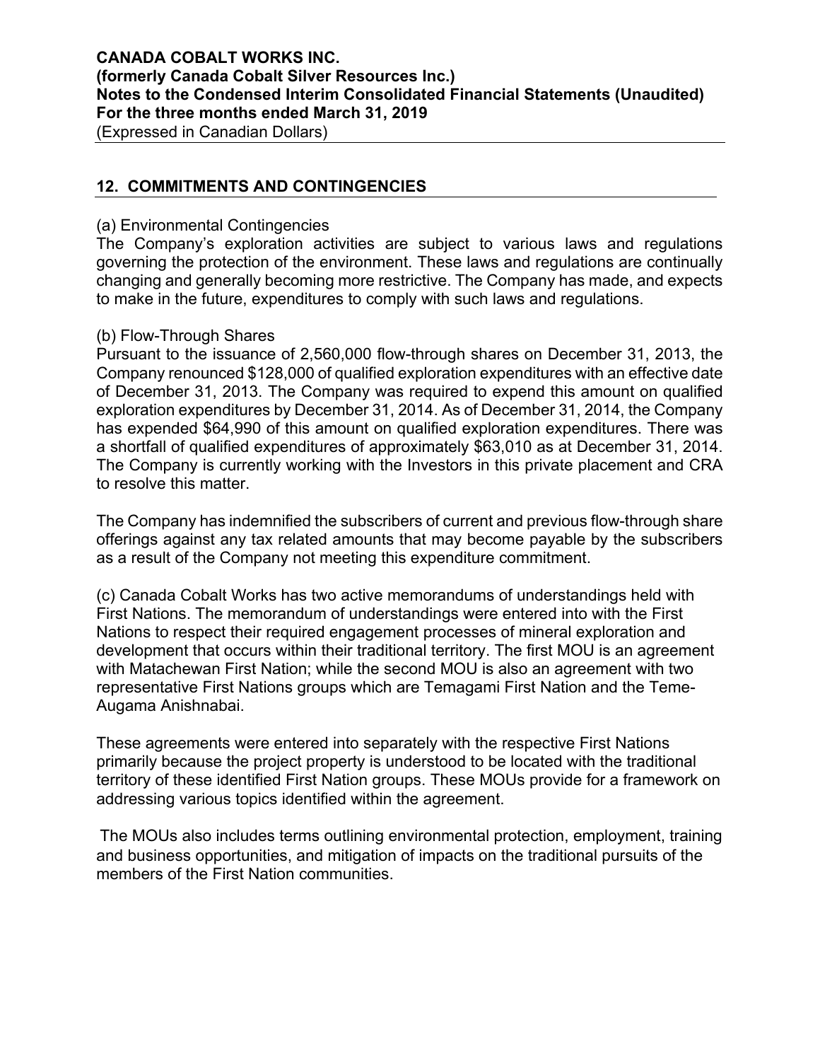## 12. COMMITMENTS AND CONTINGENCIES

(a) Environmental Contingencies

The Company's exploration activities are subject to various laws and regulations governing the protection of the environment. These laws and regulations are continually changing and generally becoming more restrictive. The Company has made, and expects to make in the future, expenditures to comply with such laws and regulations.

(b) Flow-Through Shares

Pursuant to the issuance of 2,560,000 flow-through shares on December 31, 2013, the Company renounced $128,000 of qualified exploration expenditures with an effective date of December 31, 2013. The Company was required to expend this amount on qualified exploration expenditures by December 31, 2014. As of December 31, 2014, the Company has expended $64,990 of this amount on qualified exploration expenditures. There was a shortfall of qualified expenditures of approximately $63,010 as at December 31, 2014. The Company is currently working with the Investors in this private placement and CRA to resolve this matter.

The Company has indemnified the subscribers of current and previous flow-through share offerings against any tax related amounts that may become payable by the subscribers as a result of the Company not meeting this expenditure commitment.

(c) Canada Cobalt Works has two active memorandums of understandings held with First Nations. The memorandum of understandings were entered into with the First Nations to respect their required engagement processes of mineral exploration and development that occurs within their traditional territory. The first MOU is an agreement with Matachewan First Nation; while the second MOU is also an agreement with two representative First Nations groups which are Temagami First Nation and the Teme-Augama Anishnabai.

These agreements were entered into separately with the respective First Nations primarily because the project property is understood to be located with the traditional territory of these identified First Nation groups. These MOUs provide for a framework on addressing various topics identified within the agreement.

The MOUs also includes terms outlining environmental protection, employment, training and business opportunities, and mitigation of impacts on the traditional pursuits of the members of the First Nation communities.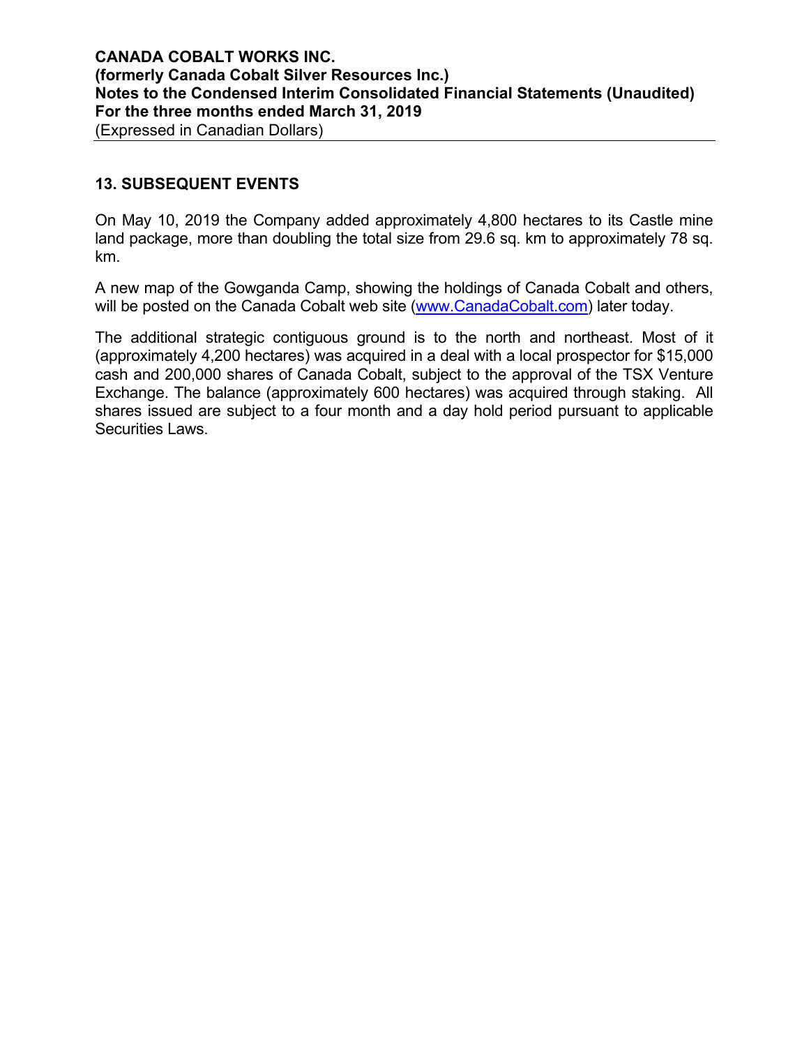## 13. SUBSEQUENT EVENTS

On May 10, 2019 the Company added approximately 4,800 hectares to its Castle mine land package, more than doubling the total size from 29.6 sq. km to approximately 78 sq. km.

A new map of the Gowganda Camp, showing the holdings of Canada Cobalt and others, will be posted on the Canada Cobalt web site (www.CanadaCobalt.com) later today.

The additional strategic contiguous ground is to the north and northeast. Most of it (approximately 4,200 hectares) was acquired in a deal with a local prospector for $15,000 cash and 200,000 shares of Canada Cobalt, subject to the approval of the TSX Venture Exchange. The balance (approximately 600 hectares) was acquired through staking. All shares issued are subject to a four month and a day hold period pursuant to applicable Securities Laws.